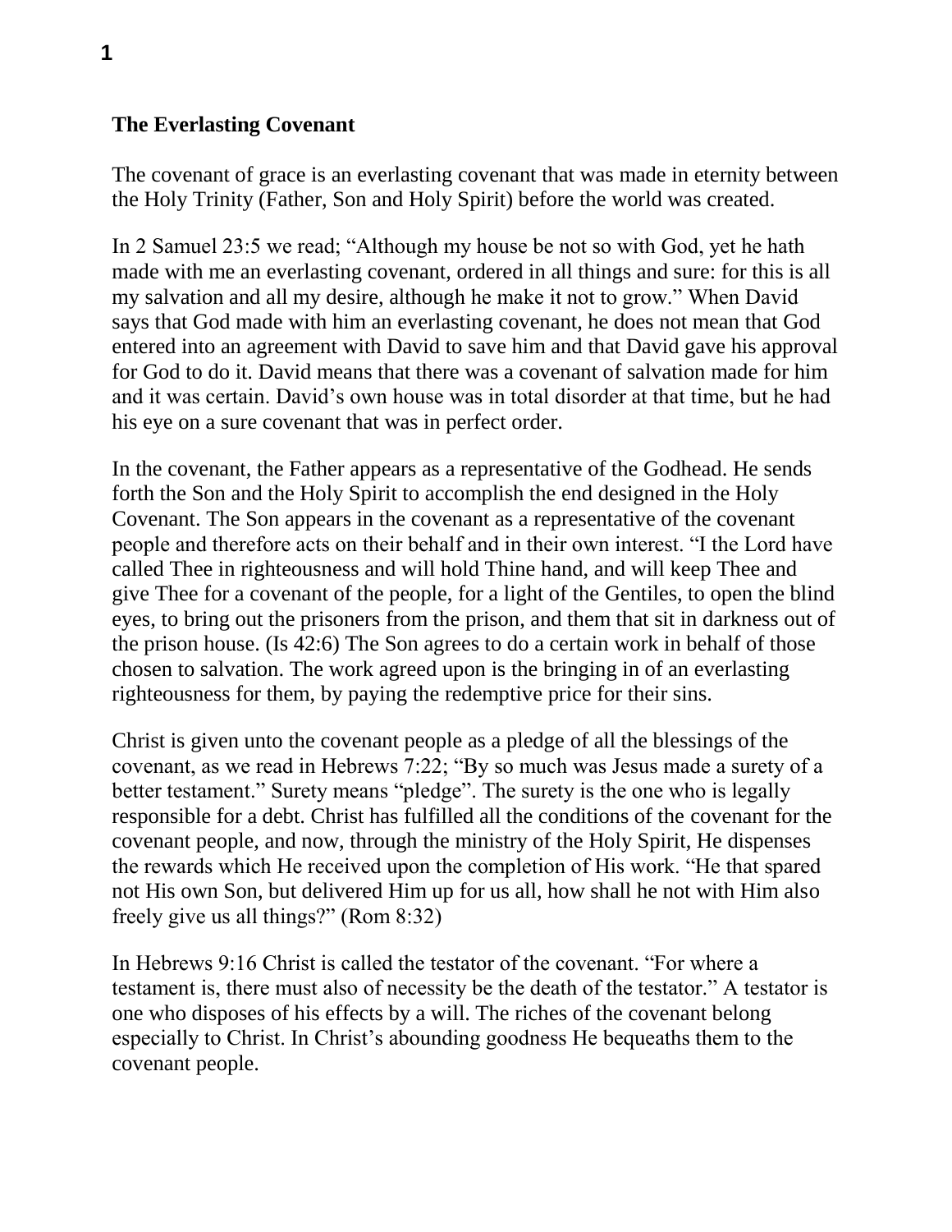**The Everlasting Covenant**

The covenant of grace is an everlasting covenant that was made in eternity between the Holy Trinity (Father, Son and Holy Spirit) before the world was created.

In 2 Samuel 23:5 we read; "Although my house be not so with God, yet he hath made with me an everlasting covenant, ordered in all things and sure: for this is all my salvation and all my desire, although he make it not to grow." When David says that God made with him an everlasting covenant, he does not mean that God entered into an agreement with David to save him and that David gave his approval for God to do it. David means that there was a covenant of salvation made for him and it was certain. David's own house was in total disorder at that time, but he had his eye on a sure covenant that was in perfect order.

In the covenant, the Father appears as a representative of the Godhead. He sends forth the Son and the Holy Spirit to accomplish the end designed in the Holy Covenant. The Son appears in the covenant as a representative of the covenant people and therefore acts on their behalf and in their own interest. "I the Lord have called Thee in righteousness and will hold Thine hand, and will keep Thee and give Thee for a covenant of the people, for a light of the Gentiles, to open the blind eyes, to bring out the prisoners from the prison, and them that sit in darkness out of the prison house. (Is 42:6) The Son agrees to do a certain work in behalf of those chosen to salvation. The work agreed upon is the bringing in of an everlasting righteousness for them, by paying the redemptive price for their sins.

Christ is given unto the covenant people as a pledge of all the blessings of the covenant, as we read in Hebrews 7:22; "By so much was Jesus made a surety of a better testament." Surety means "pledge". The surety is the one who is legally responsible for a debt. Christ has fulfilled all the conditions of the covenant for the covenant people, and now, through the ministry of the Holy Spirit, He dispenses the rewards which He received upon the completion of His work. "He that spared not His own Son, but delivered Him up for us all, how shall he not with Him also freely give us all things?" (Rom 8:32)

In Hebrews 9:16 Christ is called the testator of the covenant. "For where a testament is, there must also of necessity be the death of the testator." A testator is one who disposes of his effects by a will. The riches of the covenant belong especially to Christ. In Christ's abounding goodness He bequeaths them to the covenant people.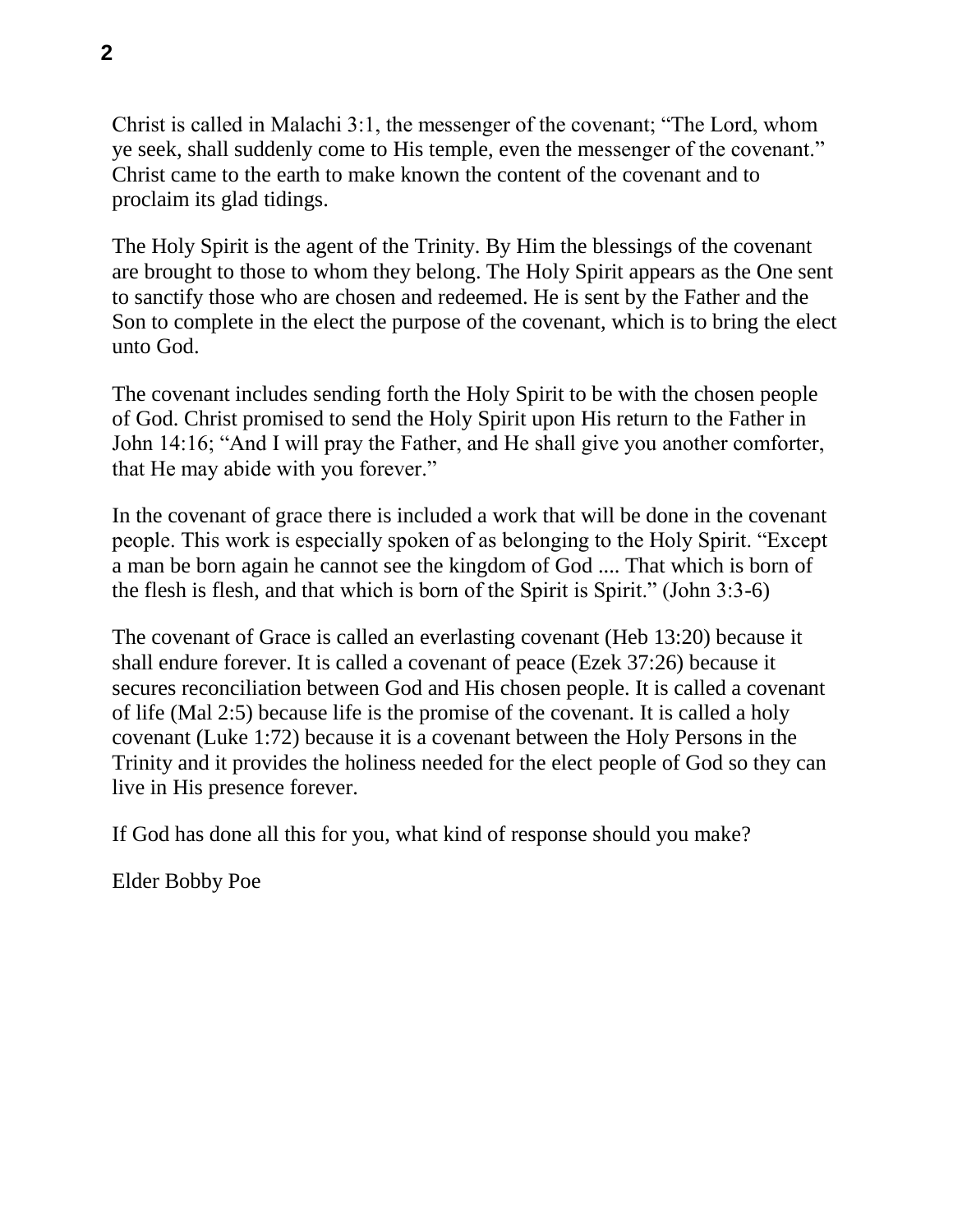Christ is called in Malachi 3:1, the messenger of the covenant; “The Lord, whom ye seek, shall suddenly come to His temple, even the messenger of the covenant.” Christ came to the earth to make known the content of the covenant and to proclaim its glad tidings.

The Holy Spirit is the agent of the Trinity. By Him the blessings of the covenant are brought to those to whom they belong. The Holy Spirit appears as the One sent to sanctify those who are chosen and redeemed. He is sent by the Father and the Son to complete in the elect the purpose of the covenant, which is to bring the elect unto God.

The covenant includes sending forth the Holy Spirit to be with the chosen people of God. Christ promised to send the Holy Spirit upon His return to the Father in John 14:16; “And I will pray the Father, and He shall give you another comforter, that He may abide with you forever.”

In the covenant of grace there is included a work that will be done in the covenant people. This work is especially spoken of as belonging to the Holy Spirit. “Except a man be born again he cannot see the kingdom of God .... That which is born of the flesh is flesh, and that which is born of the Spirit is Spirit.” (John 3:3-6)

The covenant of Grace is called an everlasting covenant (Heb 13:20) because it shall endure forever. It is called a covenant of peace (Ezek 37:26) because it secures reconciliation between God and His chosen people. It is called a covenant of life (Mal 2:5) because life is the promise of the covenant. It is called a holy covenant (Luke 1:72) because it is a covenant between the Holy Persons in the Trinity and it provides the holiness needed for the elect people of God so they can live in His presence forever.

If God has done all this for you, what kind of response should you make?

Elder Bobby Poe